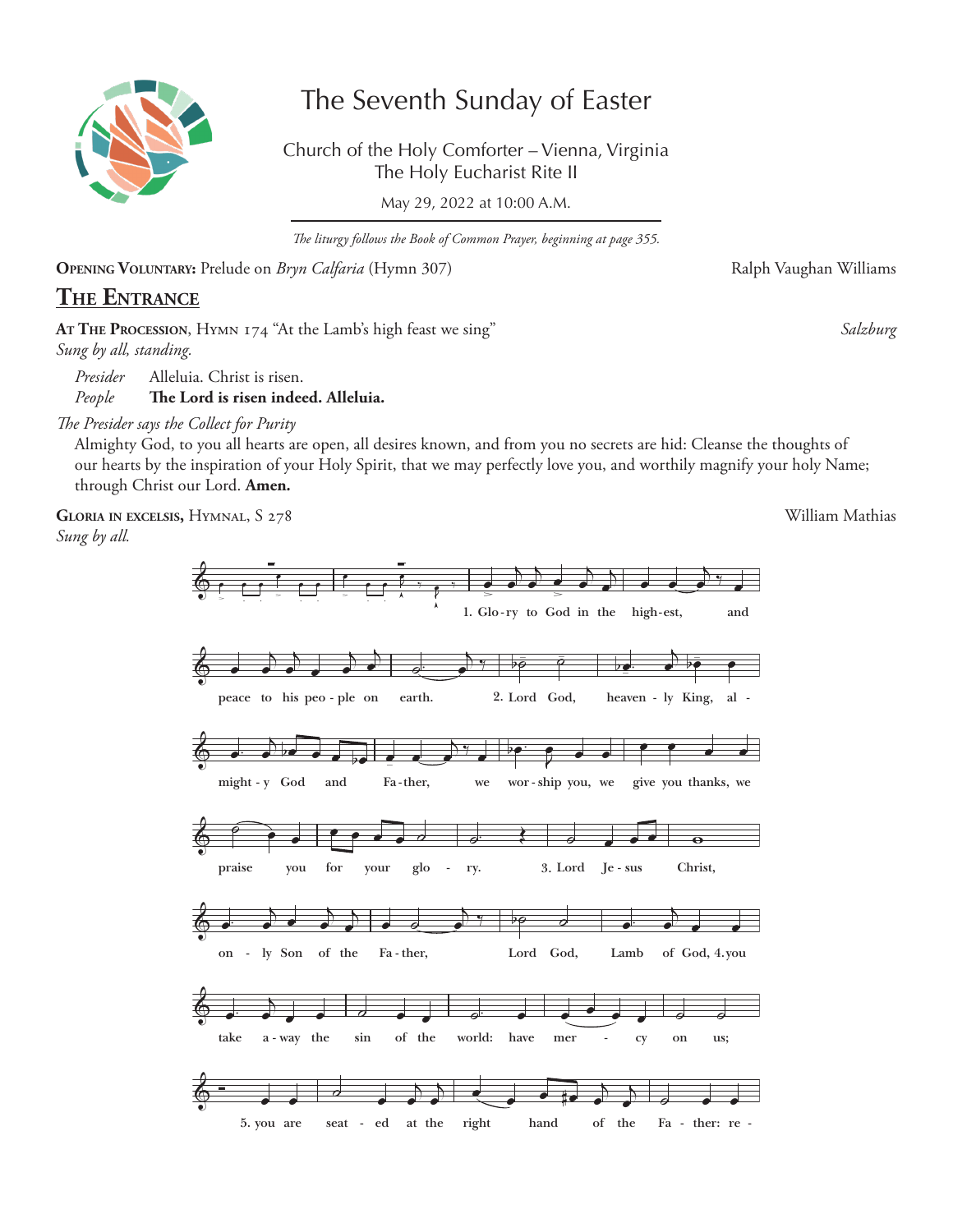# The Seventh Sunday of Easter

Church of the Holy Comforter – Vienna, Virginia
The Holy Eucharist Rite II

May 29, 2022 at 10:00 A.M.

*The liturgy follows the Book of Common Prayer, beginning at page 355.*

**Opening Voluntary:** Prelude on *Bryn Calfaria* (Hymn 307) — Ralph Vaughan Williams

## The Entrance

**At The Procession**, Hymn 174 "At the Lamb's high feast we sing" — *Salzburg*

*Sung by all, standing.*

*Presider* Alleluia. Christ is risen.
*People* **The Lord is risen indeed. Alleluia.**

*The Presider says the Collect for Purity*

Almighty God, to you all hearts are open, all desires known, and from you no secrets are hid: Cleanse the thoughts of our hearts by the inspiration of your Holy Spirit, that we may perfectly love you, and worthily magnify your holy Name; through Christ our Lord. **Amen.**

**Gloria in excelsis,** Hymnal, S 278 — William Mathias

*Sung by all.*

1. Glo-ry to God in the high-est, and peace to his peo-ple on earth.
2. Lord God, heaven-ly King, al-might-y God and Fa-ther, we wor-ship you, we give you thanks, we praise you for your glo-ry.
3. Lord Je-sus Christ, on-ly Son of the Fa-ther, Lord God, Lamb of God,
4. you take a-way the sin of the world: have mer-cy on us;
5. you are seat-ed at the right hand of the Fa-ther: re-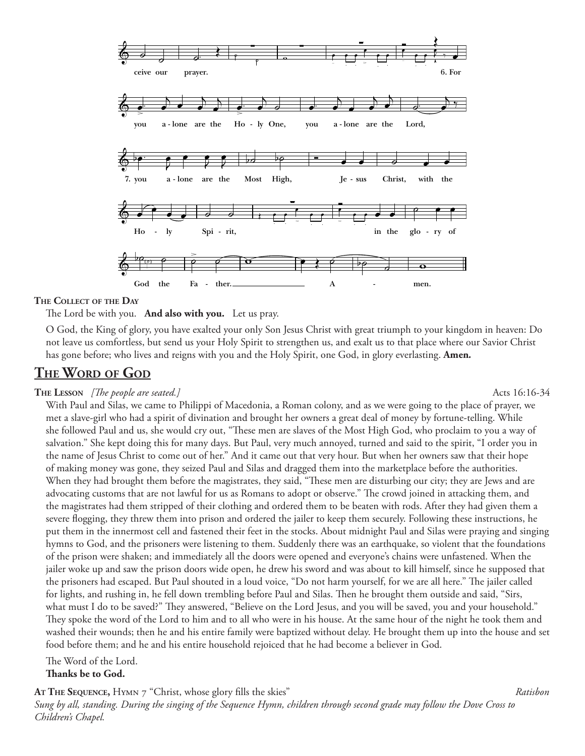ceive our prayer. 6. For you alone are the Holy One, you alone are the Lord, 7. you alone are the Most High, Jesus Christ, with the Holy Spirit, in the glory of God the Father. Amen.

**The Collect of the Day**

The Lord be with you. **And also with you.** Let us pray.

O God, the King of glory, you have exalted your only Son Jesus Christ with great triumph to your kingdom in heaven: Do not leave us comfortless, but send us your Holy Spirit to strengthen us, and exalt us to that place where our Savior Christ has gone before; who lives and reigns with you and the Holy Spirit, one God, in glory everlasting. **Amen.**

## The Word of God

**The Lesson** *[The people are seated.]* Acts 16:16-34

With Paul and Silas, we came to Philippi of Macedonia, a Roman colony, and as we were going to the place of prayer, we met a slave-girl who had a spirit of divination and brought her owners a great deal of money by fortune-telling. While she followed Paul and us, she would cry out, "These men are slaves of the Most High God, who proclaim to you a way of salvation." She kept doing this for many days. But Paul, very much annoyed, turned and said to the spirit, "I order you in the name of Jesus Christ to come out of her." And it came out that very hour. But when her owners saw that their hope of making money was gone, they seized Paul and Silas and dragged them into the marketplace before the authorities. When they had brought them before the magistrates, they said, "These men are disturbing our city; they are Jews and are advocating customs that are not lawful for us as Romans to adopt or observe." The crowd joined in attacking them, and the magistrates had them stripped of their clothing and ordered them to be beaten with rods. After they had given them a severe flogging, they threw them into prison and ordered the jailer to keep them securely. Following these instructions, he put them in the innermost cell and fastened their feet in the stocks. About midnight Paul and Silas were praying and singing hymns to God, and the prisoners were listening to them. Suddenly there was an earthquake, so violent that the foundations of the prison were shaken; and immediately all the doors were opened and everyone's chains were unfastened. When the jailer woke up and saw the prison doors wide open, he drew his sword and was about to kill himself, since he supposed that the prisoners had escaped. But Paul shouted in a loud voice, "Do not harm yourself, for we are all here." The jailer called for lights, and rushing in, he fell down trembling before Paul and Silas. Then he brought them outside and said, "Sirs, what must I do to be saved?" They answered, "Believe on the Lord Jesus, and you will be saved, you and your household." They spoke the word of the Lord to him and to all who were in his house. At the same hour of the night he took them and washed their wounds; then he and his entire family were baptized without delay. He brought them up into the house and set food before them; and he and his entire household rejoiced that he had become a believer in God.

The Word of the Lord.
**Thanks be to God.**

**At The Sequence,** Hymn 7 "Christ, whose glory fills the skies" *Ratisbon*

*Sung by all, standing. During the singing of the Sequence Hymn, children through second grade may follow the Dove Cross to Children's Chapel.*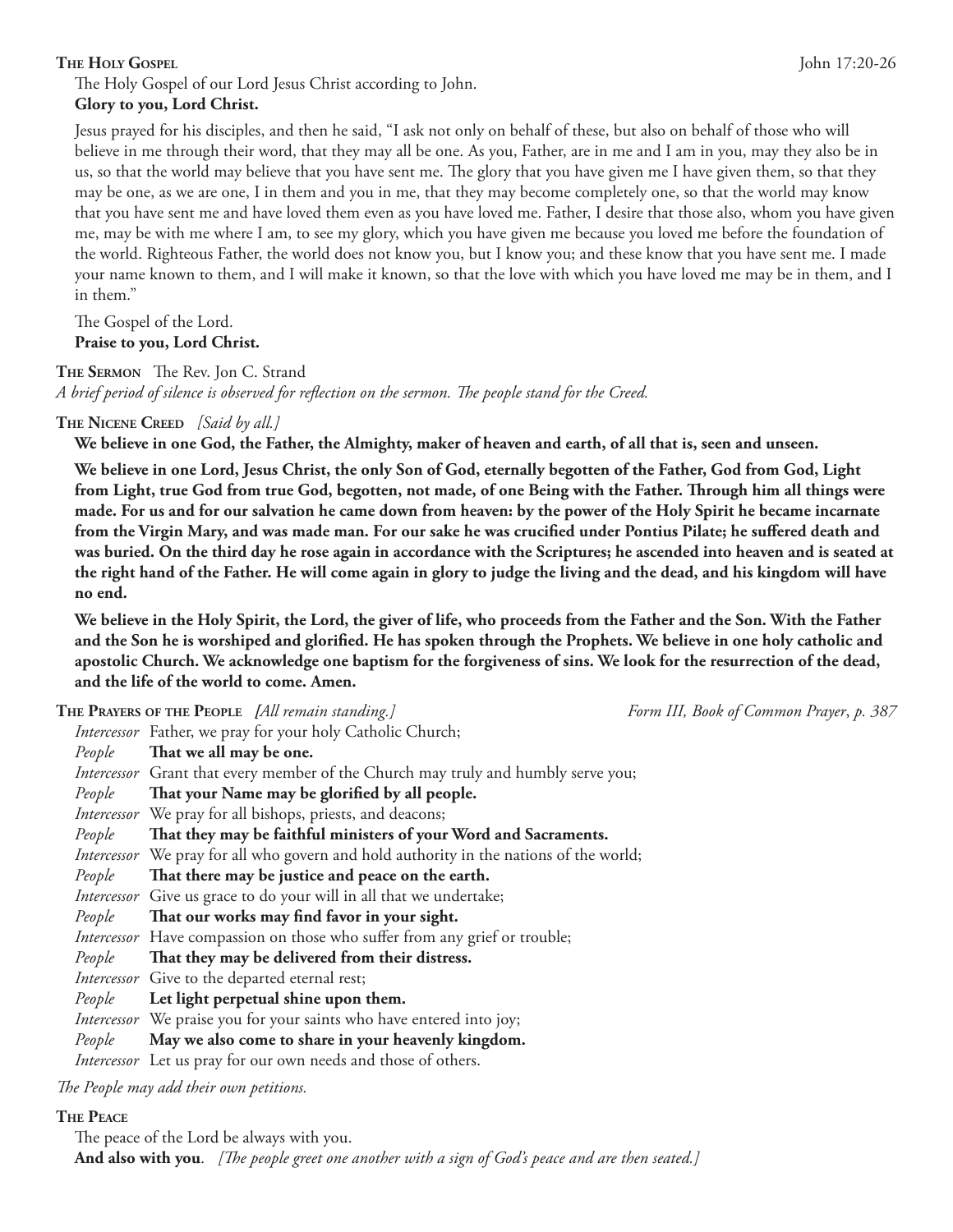**The Holy Gospel** John 17:20-26

The Holy Gospel of our Lord Jesus Christ according to John.
**Glory to you, Lord Christ.**

Jesus prayed for his disciples, and then he said, "I ask not only on behalf of these, but also on behalf of those who will believe in me through their word, that they may all be one. As you, Father, are in me and I am in you, may they also be in us, so that the world may believe that you have sent me. The glory that you have given me I have given them, so that they may be one, as we are one, I in them and you in me, that they may become completely one, so that the world may know that you have sent me and have loved them even as you have loved me. Father, I desire that those also, whom you have given me, may be with me where I am, to see my glory, which you have given me because you loved me before the foundation of the world. Righteous Father, the world does not know you, but I know you; and these know that you have sent me. I made your name known to them, and I will make it known, so that the love with which you have loved me may be in them, and I in them."

The Gospel of the Lord.
**Praise to you, Lord Christ.**

**The Sermon** The Rev. Jon C. Strand
*A brief period of silence is observed for reflection on the sermon. The people stand for the Creed.*

**The Nicene Creed** *[Said by all.]*

**We believe in one God, the Father, the Almighty, maker of heaven and earth, of all that is, seen and unseen.**

**We believe in one Lord, Jesus Christ, the only Son of God, eternally begotten of the Father, God from God, Light from Light, true God from true God, begotten, not made, of one Being with the Father. Through him all things were made. For us and for our salvation he came down from heaven: by the power of the Holy Spirit he became incarnate from the Virgin Mary, and was made man. For our sake he was crucified under Pontius Pilate; he suffered death and was buried. On the third day he rose again in accordance with the Scriptures; he ascended into heaven and is seated at the right hand of the Father. He will come again in glory to judge the living and the dead, and his kingdom will have no end.**

**We believe in the Holy Spirit, the Lord, the giver of life, who proceeds from the Father and the Son. With the Father and the Son he is worshiped and glorified. He has spoken through the Prophets. We believe in one holy catholic and apostolic Church. We acknowledge one baptism for the forgiveness of sins. We look for the resurrection of the dead, and the life of the world to come. Amen.**

**The Prayers of the People** *[All remain standing.]* *Form III, Book of Common Prayer, p. 387*

*Intercessor* Father, we pray for your holy Catholic Church;
*People* **That we all may be one.**
*Intercessor* Grant that every member of the Church may truly and humbly serve you;
*People* **That your Name may be glorified by all people.**
*Intercessor* We pray for all bishops, priests, and deacons;
*People* **That they may be faithful ministers of your Word and Sacraments.**
*Intercessor* We pray for all who govern and hold authority in the nations of the world;
*People* **That there may be justice and peace on the earth.**
*Intercessor* Give us grace to do your will in all that we undertake;
*People* **That our works may find favor in your sight.**
*Intercessor* Have compassion on those who suffer from any grief or trouble;
*People* **That they may be delivered from their distress.**
*Intercessor* Give to the departed eternal rest;
*People* **Let light perpetual shine upon them.**
*Intercessor* We praise you for your saints who have entered into joy;
*People* **May we also come to share in your heavenly kingdom.**
*Intercessor* Let us pray for our own needs and those of others.

*The People may add their own petitions.*

**The Peace**

The peace of the Lord be always with you.
**And also with you**. *[The people greet one another with a sign of God's peace and are then seated.]*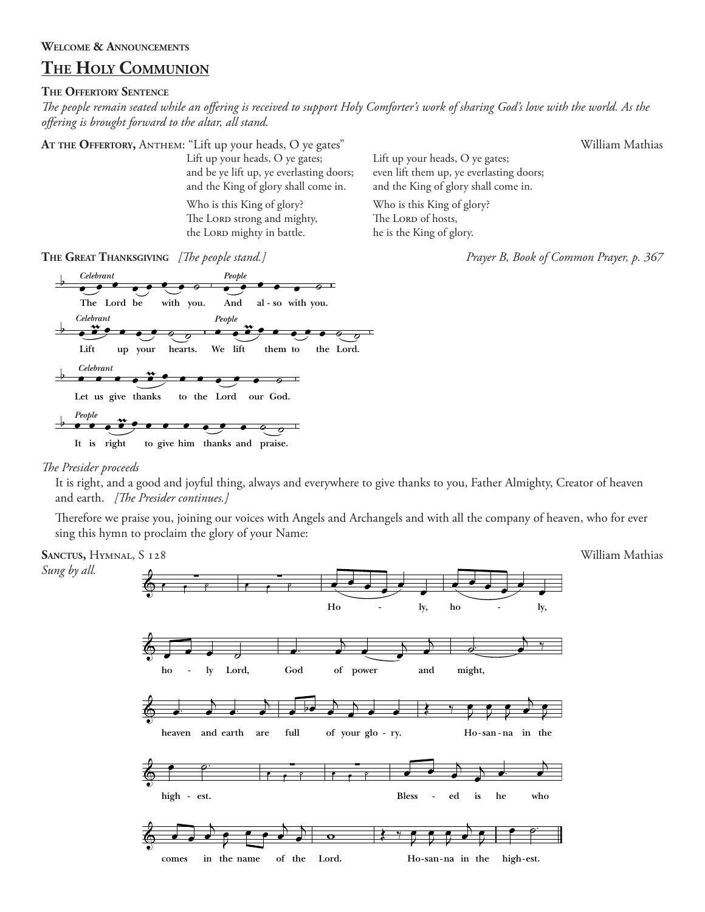**Welcome & Announcements**

# The Holy Communion

**The Offertory Sentence**

*The people remain seated while an offering is received to support Holy Comforter's work of sharing God's love with the world. As the offering is brought forward to the altar, all stand.*

**At the Offertory,** Anthem: "Lift up your heads, O ye gates" William Mathias

Lift up your heads, O ye gates;
and be ye lift up, ye everlasting doors;
and the King of glory shall come in.

Who is this King of glory?
The Lord strong and mighty,
the Lord mighty in battle.

Lift up your heads, O ye gates;
even lift them up, ye everlasting doors;
and the King of glory shall come in.

Who is this King of glory?
The Lord of hosts,
he is the King of glory.

**The Great Thanksgiving** *[The people stand.]* *Prayer B, Book of Common Prayer, p. 367*

*Celebrant* The Lord be with you. *People* And also with you.

*Celebrant* Lift up your hearts. *People* We lift them to the Lord.

*Celebrant* Let us give thanks to the Lord our God.

*People* It is right to give him thanks and praise.

*The Presider proceeds*

It is right, and a good and joyful thing, always and everywhere to give thanks to you, Father Almighty, Creator of heaven and earth. *[The Presider continues.]*

Therefore we praise you, joining our voices with Angels and Archangels and with all the company of heaven, who for ever sing this hymn to proclaim the glory of your Name:

**Sanctus,** Hymnal, S 128 William Mathias

*Sung by all.*

Holy, holy, holy Lord, God of power and might, heaven and earth are full of your glory. Hosanna in the highest. Blessed is he who comes in the name of the Lord. Hosanna in the highest.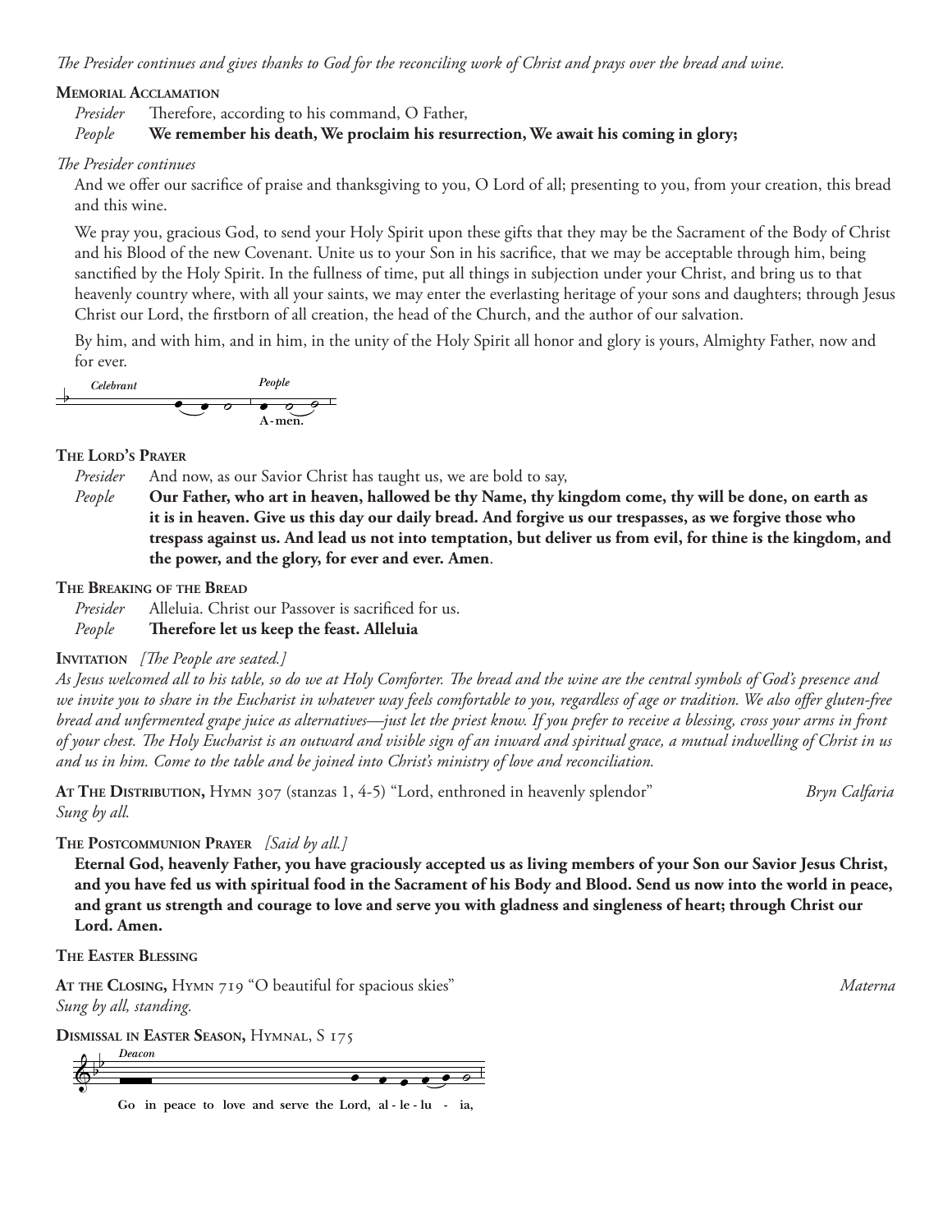*The Presider continues and gives thanks to God for the reconciling work of Christ and prays over the bread and wine.*

**Memorial Acclamation**

*Presider* Therefore, according to his command, O Father,

*People* **We remember his death, We proclaim his resurrection, We await his coming in glory;**

*The Presider continues*

And we offer our sacrifice of praise and thanksgiving to you, O Lord of all; presenting to you, from your creation, this bread and this wine.

We pray you, gracious God, to send your Holy Spirit upon these gifts that they may be the Sacrament of the Body of Christ and his Blood of the new Covenant. Unite us to your Son in his sacrifice, that we may be acceptable through him, being sanctified by the Holy Spirit. In the fullness of time, put all things in subjection under your Christ, and bring us to that heavenly country where, with all your saints, we may enter the everlasting heritage of your sons and daughters; through Jesus Christ our Lord, the firstborn of all creation, the head of the Church, and the author of our salvation.

By him, and with him, and in him, in the unity of the Holy Spirit all honor and glory is yours, Almighty Father, now and for ever.

*Celebrant* *People*

**A-men.**

**The Lord's Prayer**

*Presider* And now, as our Savior Christ has taught us, we are bold to say,

*People* **Our Father, who art in heaven, hallowed be thy Name, thy kingdom come, thy will be done, on earth as it is in heaven. Give us this day our daily bread. And forgive us our trespasses, as we forgive those who trespass against us. And lead us not into temptation, but deliver us from evil, for thine is the kingdom, and the power, and the glory, for ever and ever. Amen**.

**The Breaking of the Bread**

*Presider* Alleluia. Christ our Passover is sacrificed for us.

*People* **Therefore let us keep the feast. Alleluia**

**Invitation** *[The People are seated.]*

*As Jesus welcomed all to his table, so do we at Holy Comforter. The bread and the wine are the central symbols of God's presence and we invite you to share in the Eucharist in whatever way feels comfortable to you, regardless of age or tradition. We also offer gluten-free bread and unfermented grape juice as alternatives—just let the priest know. If you prefer to receive a blessing, cross your arms in front of your chest. The Holy Eucharist is an outward and visible sign of an inward and spiritual grace, a mutual indwelling of Christ in us and us in him. Come to the table and be joined into Christ's ministry of love and reconciliation.*

**At The Distribution,** Hymn 307 (stanzas 1, 4-5) "Lord, enthroned in heavenly splendor" *Bryn Calfaria*
*Sung by all.*

**The Postcommunion Prayer** *[Said by all.]*

**Eternal God, heavenly Father, you have graciously accepted us as living members of your Son our Savior Jesus Christ, and you have fed us with spiritual food in the Sacrament of his Body and Blood. Send us now into the world in peace, and grant us strength and courage to love and serve you with gladness and singleness of heart; through Christ our Lord. Amen.**

**The Easter Blessing**

**At the Closing,** Hymn 719 "O beautiful for spacious skies" *Materna*
*Sung by all, standing.*

**Dismissal in Easter Season,** Hymnal, S 175

*Deacon*

**Go in peace to love and serve the Lord, al-le-lu - ia,**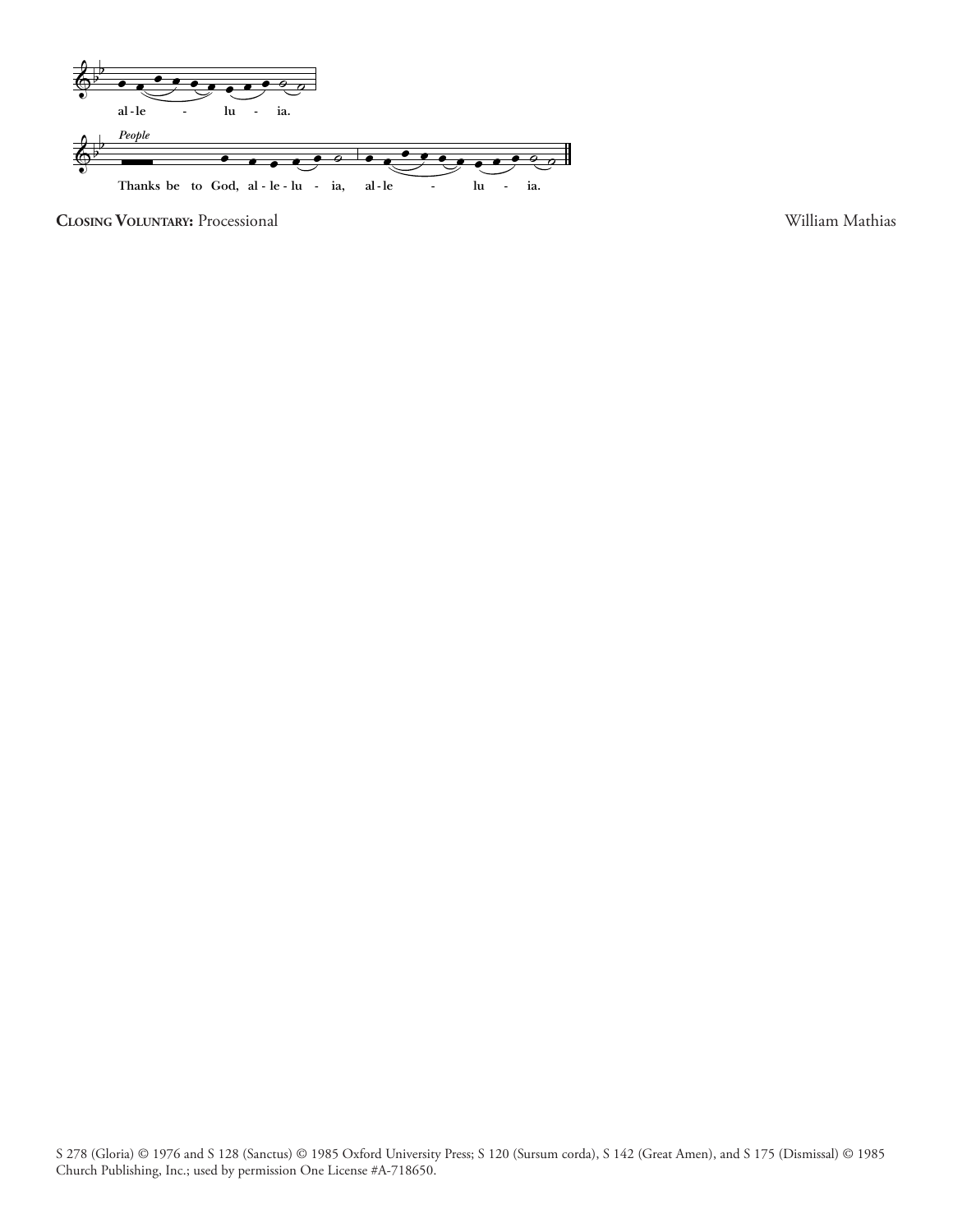al-le - lu - ia.

*People*

Thanks be to God, al-le-lu - ia, al-le - lu - ia.

**Closing Voluntary:** Processional William Mathias

S 278 (Gloria) © 1976 and S 128 (Sanctus) © 1985 Oxford University Press; S 120 (Sursum corda), S 142 (Great Amen), and S 175 (Dismissal) © 1985 Church Publishing, Inc.; used by permission One License #A-718650.